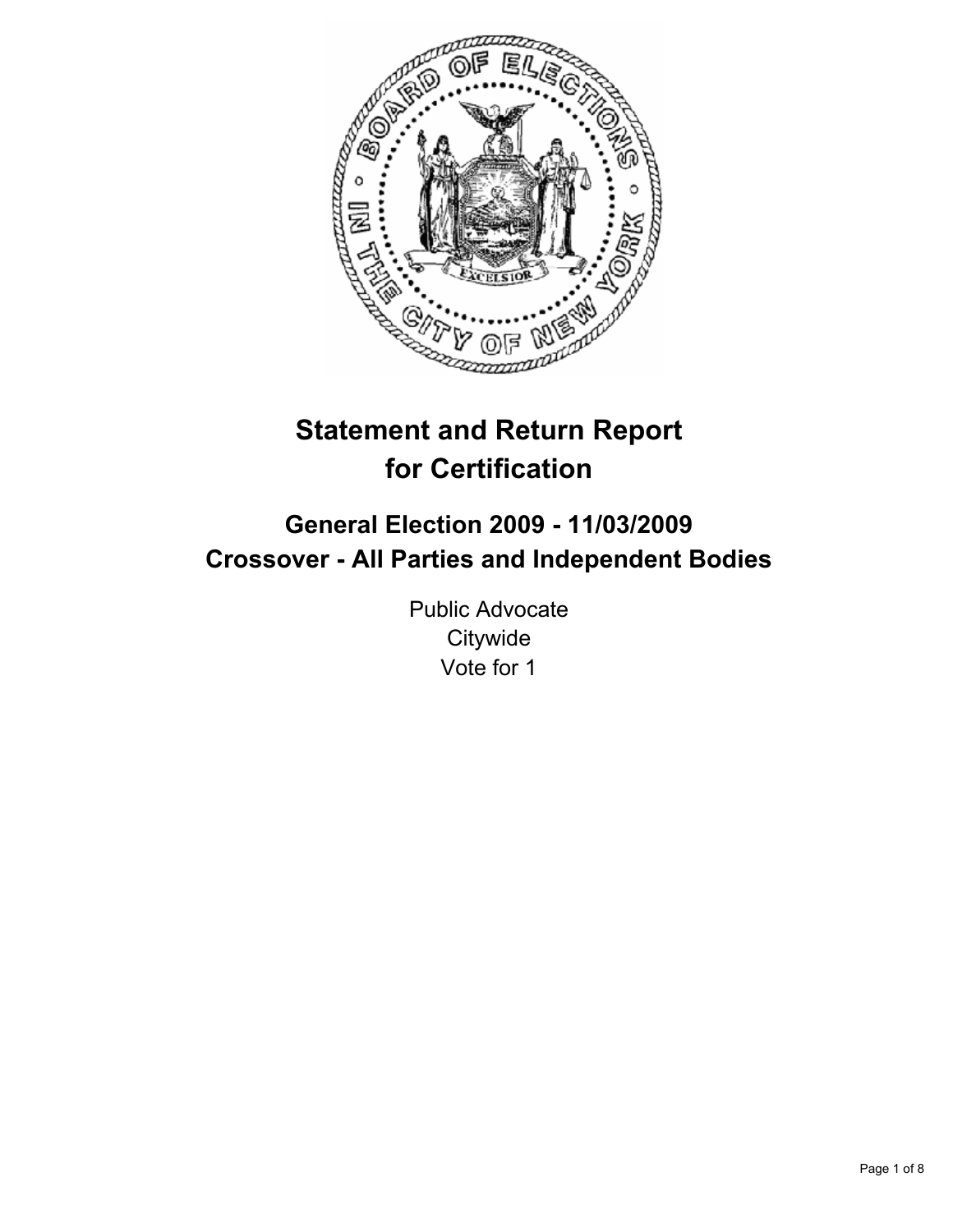# Statement and Return Report for Certification

## General Election 2009 - 11/03/2009
## Crossover - All Parties and Independent Bodies

Public Advocate
Citywide
Vote for 1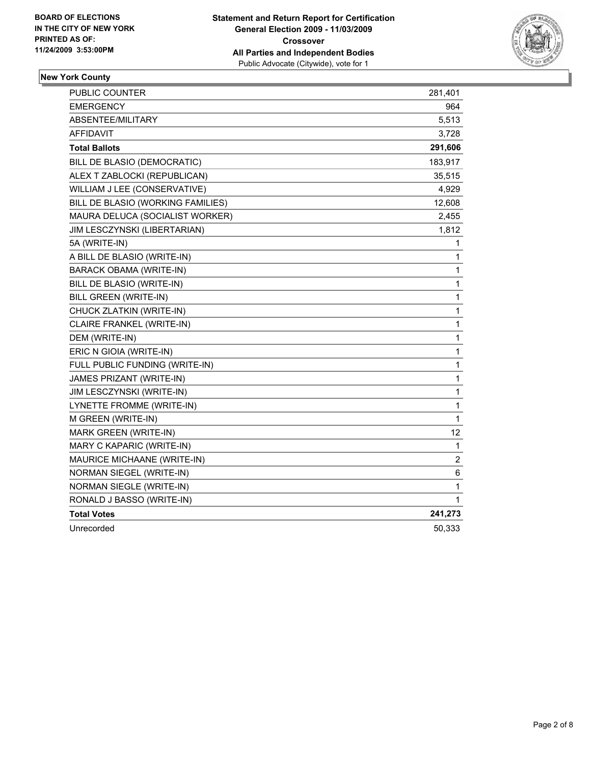**BOARD OF ELECTIONS IN THE CITY OF NEW YORK PRINTED AS OF: 11/24/2009 3:53:00PM**

**Statement and Return Report for Certification**
**General Election 2009 - 11/03/2009**
**Crossover**
**All Parties and Independent Bodies**
Public Advocate (Citywide), vote for 1

## New York County

| | |
|---|---|
| PUBLIC COUNTER | 281,401 |
| EMERGENCY | 964 |
| ABSENTEE/MILITARY | 5,513 |
| AFFIDAVIT | 3,728 |
| **Total Ballots** | **291,606** |
| BILL DE BLASIO (DEMOCRATIC) | 183,917 |
| ALEX T ZABLOCKI (REPUBLICAN) | 35,515 |
| WILLIAM J LEE (CONSERVATIVE) | 4,929 |
| BILL DE BLASIO (WORKING FAMILIES) | 12,608 |
| MAURA DELUCA (SOCIALIST WORKER) | 2,455 |
| JIM LESCZYNSKI (LIBERTARIAN) | 1,812 |
| 5A (WRITE-IN) | 1 |
| A BILL DE BLASIO (WRITE-IN) | 1 |
| BARACK OBAMA (WRITE-IN) | 1 |
| BILL DE BLASIO (WRITE-IN) | 1 |
| BILL GREEN (WRITE-IN) | 1 |
| CHUCK ZLATKIN (WRITE-IN) | 1 |
| CLAIRE FRANKEL (WRITE-IN) | 1 |
| DEM (WRITE-IN) | 1 |
| ERIC N GIOIA (WRITE-IN) | 1 |
| FULL PUBLIC FUNDING (WRITE-IN) | 1 |
| JAMES PRIZANT (WRITE-IN) | 1 |
| JIM LESCZYNSKI (WRITE-IN) | 1 |
| LYNETTE FROMME (WRITE-IN) | 1 |
| M GREEN (WRITE-IN) | 1 |
| MARK GREEN (WRITE-IN) | 12 |
| MARY C KAPARIC (WRITE-IN) | 1 |
| MAURICE MICHAANE (WRITE-IN) | 2 |
| NORMAN SIEGEL (WRITE-IN) | 6 |
| NORMAN SIEGLE (WRITE-IN) | 1 |
| RONALD J BASSO (WRITE-IN) | 1 |
| **Total Votes** | **241,273** |
| Unrecorded | 50,333 |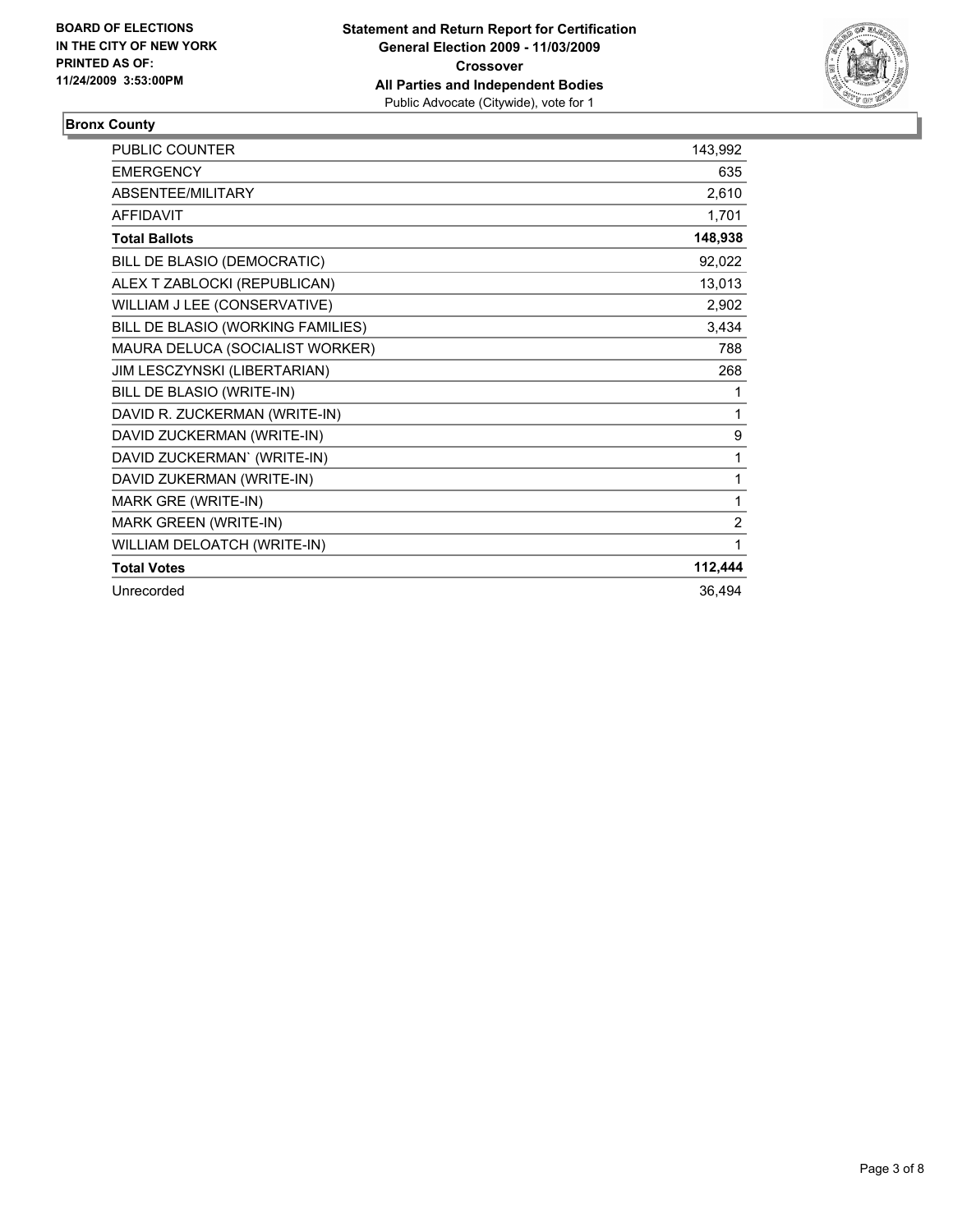**BOARD OF ELECTIONS IN THE CITY OF NEW YORK PRINTED AS OF: 11/24/2009 3:53:00PM**

**Statement and Return Report for Certification**
**General Election 2009 - 11/03/2009**
**Crossover**
**All Parties and Independent Bodies**
Public Advocate (Citywide), vote for 1

## Bronx County

| | |
|---|---|
| PUBLIC COUNTER | 143,992 |
| EMERGENCY | 635 |
| ABSENTEE/MILITARY | 2,610 |
| AFFIDAVIT | 1,701 |
| **Total Ballots** | **148,938** |
| BILL DE BLASIO (DEMOCRATIC) | 92,022 |
| ALEX T ZABLOCKI (REPUBLICAN) | 13,013 |
| WILLIAM J LEE (CONSERVATIVE) | 2,902 |
| BILL DE BLASIO (WORKING FAMILIES) | 3,434 |
| MAURA DELUCA (SOCIALIST WORKER) | 788 |
| JIM LESCZYNSKI (LIBERTARIAN) | 268 |
| BILL DE BLASIO (WRITE-IN) | 1 |
| DAVID R. ZUCKERMAN (WRITE-IN) | 1 |
| DAVID ZUCKERMAN (WRITE-IN) | 9 |
| DAVID ZUCKERMAN` (WRITE-IN) | 1 |
| DAVID ZUKERMAN (WRITE-IN) | 1 |
| MARK GRE (WRITE-IN) | 1 |
| MARK GREEN (WRITE-IN) | 2 |
| WILLIAM DELOATCH (WRITE-IN) | 1 |
| **Total Votes** | **112,444** |
| Unrecorded | 36,494 |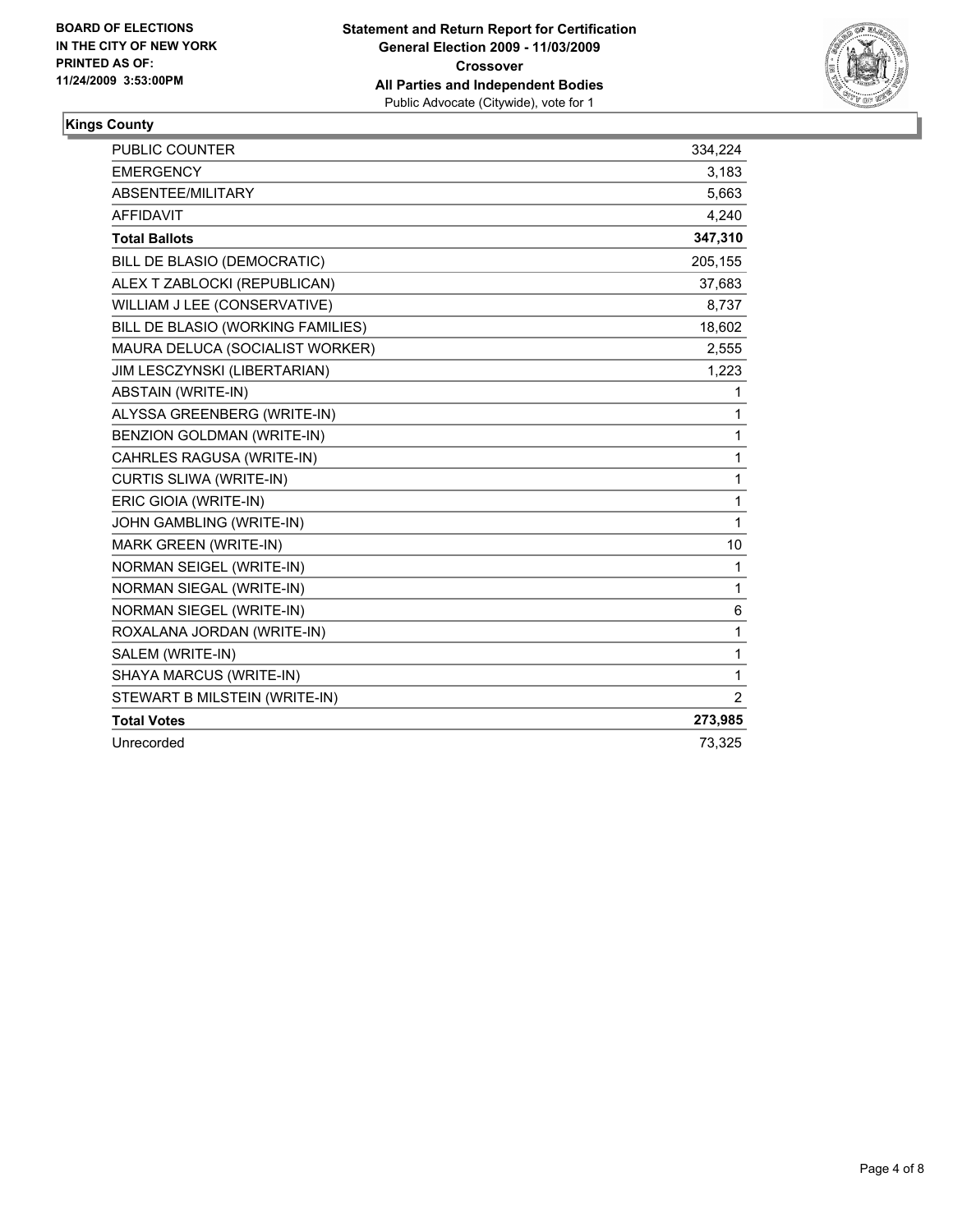**BOARD OF ELECTIONS**
**IN THE CITY OF NEW YORK**
**PRINTED AS OF:**
**11/24/2009 3:53:00PM**

**Statement and Return Report for Certification**
**General Election 2009 - 11/03/2009**
**Crossover**
**All Parties and Independent Bodies**
Public Advocate (Citywide), vote for 1

## Kings County

| | |
|---|---|
| PUBLIC COUNTER | 334,224 |
| EMERGENCY | 3,183 |
| ABSENTEE/MILITARY | 5,663 |
| AFFIDAVIT | 4,240 |
| **Total Ballots** | **347,310** |
| BILL DE BLASIO (DEMOCRATIC) | 205,155 |
| ALEX T ZABLOCKI (REPUBLICAN) | 37,683 |
| WILLIAM J LEE (CONSERVATIVE) | 8,737 |
| BILL DE BLASIO (WORKING FAMILIES) | 18,602 |
| MAURA DELUCA (SOCIALIST WORKER) | 2,555 |
| JIM LESCZYNSKI (LIBERTARIAN) | 1,223 |
| ABSTAIN (WRITE-IN) | 1 |
| ALYSSA GREENBERG (WRITE-IN) | 1 |
| BENZION GOLDMAN (WRITE-IN) | 1 |
| CAHRLES RAGUSA (WRITE-IN) | 1 |
| CURTIS SLIWA (WRITE-IN) | 1 |
| ERIC GIOIA (WRITE-IN) | 1 |
| JOHN GAMBLING (WRITE-IN) | 1 |
| MARK GREEN (WRITE-IN) | 10 |
| NORMAN SEIGEL (WRITE-IN) | 1 |
| NORMAN SIEGAL (WRITE-IN) | 1 |
| NORMAN SIEGEL (WRITE-IN) | 6 |
| ROXALANA JORDAN (WRITE-IN) | 1 |
| SALEM (WRITE-IN) | 1 |
| SHAYA MARCUS (WRITE-IN) | 1 |
| STEWART B MILSTEIN (WRITE-IN) | 2 |
| **Total Votes** | **273,985** |
| Unrecorded | 73,325 |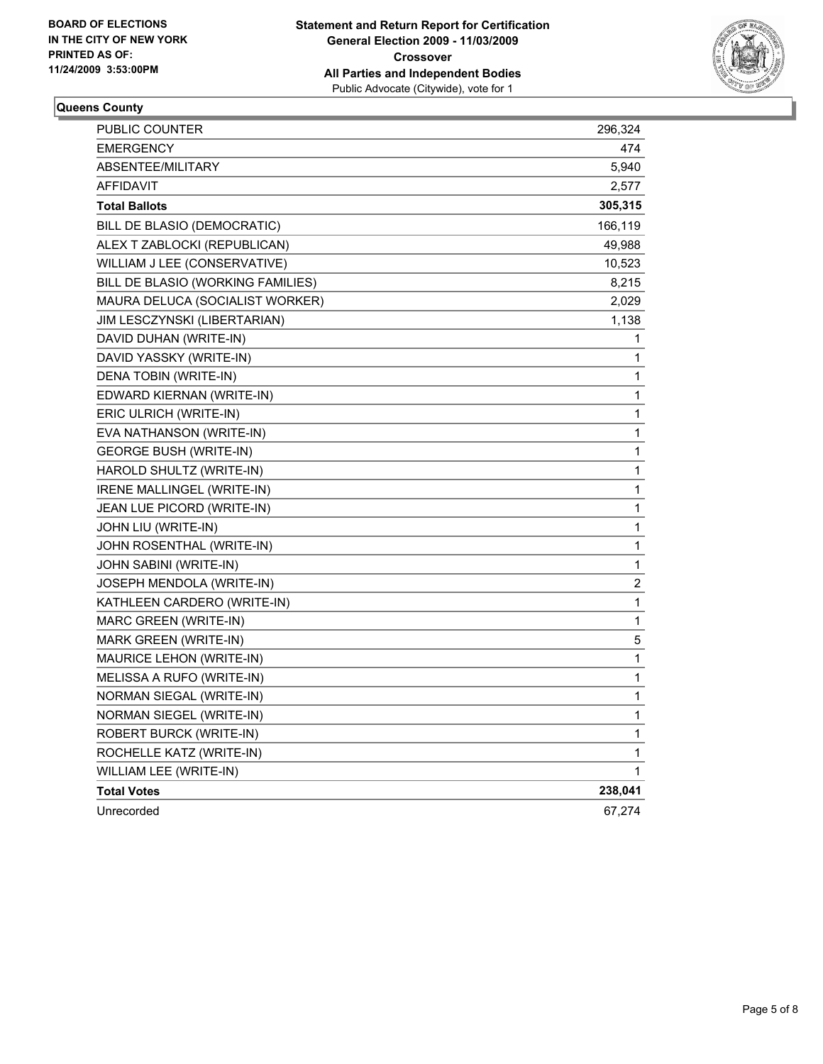**BOARD OF ELECTIONS**
**IN THE CITY OF NEW YORK**
**PRINTED AS OF:**
**11/24/2009 3:53:00PM**

**Statement and Return Report for Certification**
**General Election 2009 - 11/03/2009**
**Crossover**
**All Parties and Independent Bodies**
Public Advocate (Citywide), vote for 1

**Queens County**

| | |
|---|---|
| PUBLIC COUNTER | 296,324 |
| EMERGENCY | 474 |
| ABSENTEE/MILITARY | 5,940 |
| AFFIDAVIT | 2,577 |
| **Total Ballots** | **305,315** |
| BILL DE BLASIO (DEMOCRATIC) | 166,119 |
| ALEX T ZABLOCKI (REPUBLICAN) | 49,988 |
| WILLIAM J LEE (CONSERVATIVE) | 10,523 |
| BILL DE BLASIO (WORKING FAMILIES) | 8,215 |
| MAURA DELUCA (SOCIALIST WORKER) | 2,029 |
| JIM LESCZYNSKI (LIBERTARIAN) | 1,138 |
| DAVID DUHAN (WRITE-IN) | 1 |
| DAVID YASSKY (WRITE-IN) | 1 |
| DENA TOBIN (WRITE-IN) | 1 |
| EDWARD KIERNAN (WRITE-IN) | 1 |
| ERIC ULRICH (WRITE-IN) | 1 |
| EVA NATHANSON (WRITE-IN) | 1 |
| GEORGE BUSH (WRITE-IN) | 1 |
| HAROLD SHULTZ (WRITE-IN) | 1 |
| IRENE MALLINGEL (WRITE-IN) | 1 |
| JEAN LUE PICORD (WRITE-IN) | 1 |
| JOHN LIU (WRITE-IN) | 1 |
| JOHN ROSENTHAL (WRITE-IN) | 1 |
| JOHN SABINI (WRITE-IN) | 1 |
| JOSEPH MENDOLA (WRITE-IN) | 2 |
| KATHLEEN CARDERO (WRITE-IN) | 1 |
| MARC GREEN (WRITE-IN) | 1 |
| MARK GREEN (WRITE-IN) | 5 |
| MAURICE LEHON (WRITE-IN) | 1 |
| MELISSA A RUFO (WRITE-IN) | 1 |
| NORMAN SIEGAL (WRITE-IN) | 1 |
| NORMAN SIEGEL (WRITE-IN) | 1 |
| ROBERT BURCK (WRITE-IN) | 1 |
| ROCHELLE KATZ (WRITE-IN) | 1 |
| WILLIAM LEE (WRITE-IN) | 1 |
| **Total Votes** | **238,041** |
| Unrecorded | 67,274 |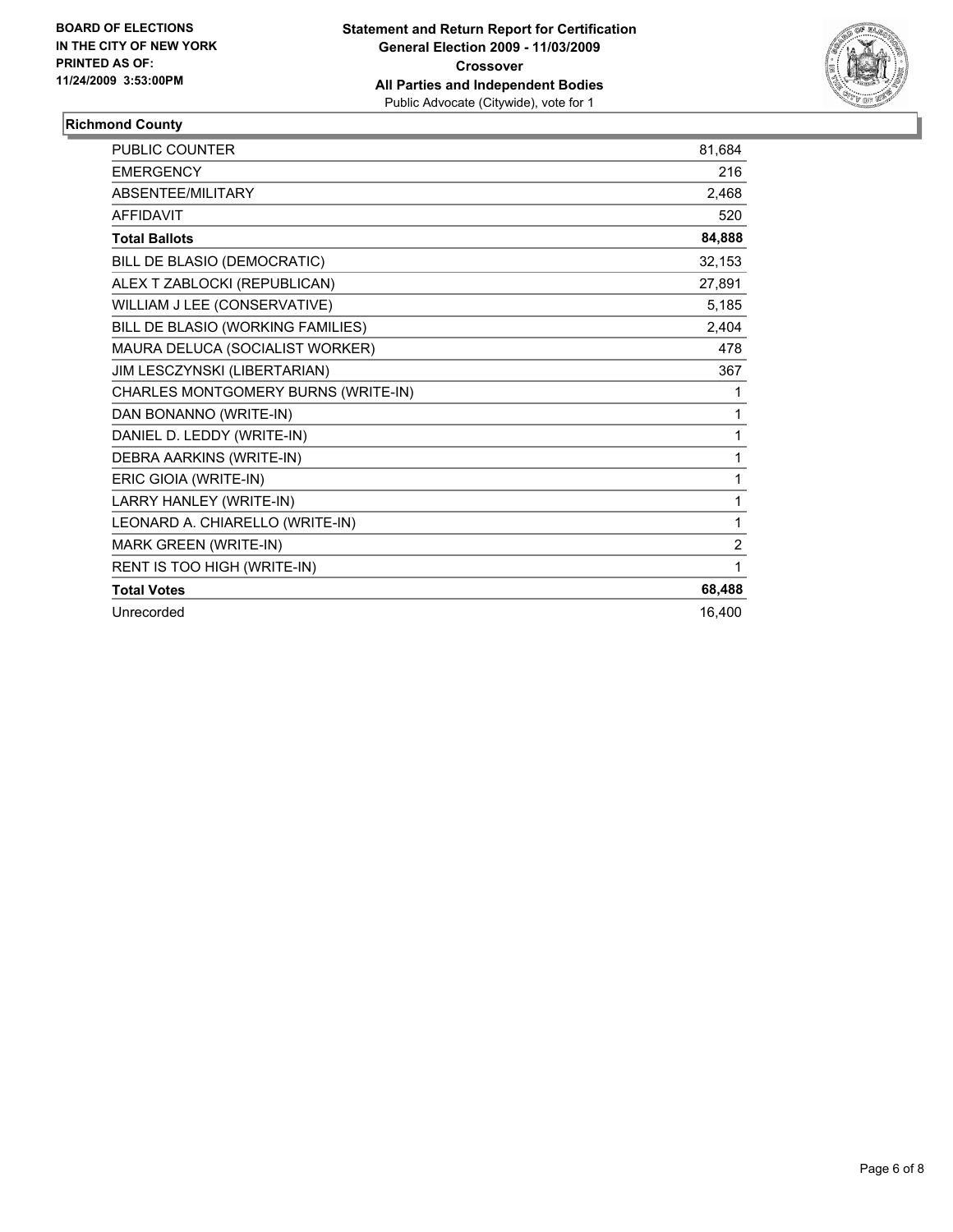**BOARD OF ELECTIONS IN THE CITY OF NEW YORK PRINTED AS OF: 11/24/2009 3:53:00PM**

**Statement and Return Report for Certification**
**General Election 2009 - 11/03/2009**
**Crossover**
**All Parties and Independent Bodies**
Public Advocate (Citywide), vote for 1

## Richmond County

| | |
|---|---|
| PUBLIC COUNTER | 81,684 |
| EMERGENCY | 216 |
| ABSENTEE/MILITARY | 2,468 |
| AFFIDAVIT | 520 |
| **Total Ballots** | **84,888** |
| BILL DE BLASIO (DEMOCRATIC) | 32,153 |
| ALEX T ZABLOCKI (REPUBLICAN) | 27,891 |
| WILLIAM J LEE (CONSERVATIVE) | 5,185 |
| BILL DE BLASIO (WORKING FAMILIES) | 2,404 |
| MAURA DELUCA (SOCIALIST WORKER) | 478 |
| JIM LESCZYNSKI (LIBERTARIAN) | 367 |
| CHARLES MONTGOMERY BURNS (WRITE-IN) | 1 |
| DAN BONANNO (WRITE-IN) | 1 |
| DANIEL D. LEDDY (WRITE-IN) | 1 |
| DEBRA AARKINS (WRITE-IN) | 1 |
| ERIC GIOIA (WRITE-IN) | 1 |
| LARRY HANLEY (WRITE-IN) | 1 |
| LEONARD A. CHIARELLO (WRITE-IN) | 1 |
| MARK GREEN (WRITE-IN) | 2 |
| RENT IS TOO HIGH (WRITE-IN) | 1 |
| **Total Votes** | **68,488** |
| Unrecorded | 16,400 |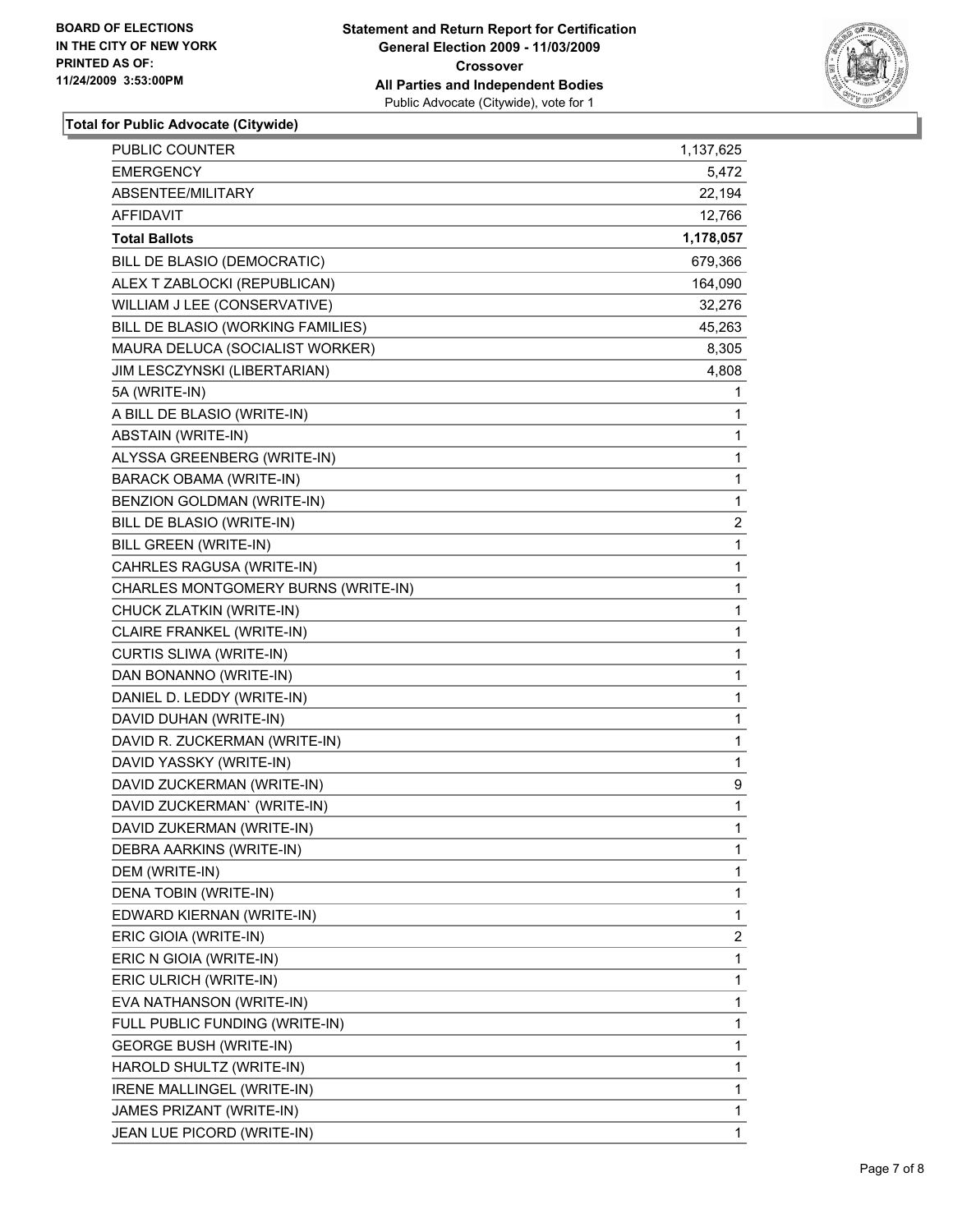**BOARD OF ELECTIONS IN THE CITY OF NEW YORK PRINTED AS OF: 11/24/2009 3:53:00PM**

# Statement and Return Report for Certification General Election 2009 - 11/03/2009 Crossover All Parties and Independent Bodies

Public Advocate (Citywide), vote for 1

## Total for Public Advocate (Citywide)

| | |
|---|---|
| PUBLIC COUNTER | 1,137,625 |
| EMERGENCY | 5,472 |
| ABSENTEE/MILITARY | 22,194 |
| AFFIDAVIT | 12,766 |
| **Total Ballots** | **1,178,057** |
| BILL DE BLASIO (DEMOCRATIC) | 679,366 |
| ALEX T ZABLOCKI (REPUBLICAN) | 164,090 |
| WILLIAM J LEE (CONSERVATIVE) | 32,276 |
| BILL DE BLASIO (WORKING FAMILIES) | 45,263 |
| MAURA DELUCA (SOCIALIST WORKER) | 8,305 |
| JIM LESCZYNSKI (LIBERTARIAN) | 4,808 |
| 5A (WRITE-IN) | 1 |
| A BILL DE BLASIO (WRITE-IN) | 1 |
| ABSTAIN (WRITE-IN) | 1 |
| ALYSSA GREENBERG (WRITE-IN) | 1 |
| BARACK OBAMA (WRITE-IN) | 1 |
| BENZION GOLDMAN (WRITE-IN) | 1 |
| BILL DE BLASIO (WRITE-IN) | 2 |
| BILL GREEN (WRITE-IN) | 1 |
| CAHRLES RAGUSA (WRITE-IN) | 1 |
| CHARLES MONTGOMERY BURNS (WRITE-IN) | 1 |
| CHUCK ZLATKIN (WRITE-IN) | 1 |
| CLAIRE FRANKEL (WRITE-IN) | 1 |
| CURTIS SLIWA (WRITE-IN) | 1 |
| DAN BONANNO (WRITE-IN) | 1 |
| DANIEL D. LEDDY (WRITE-IN) | 1 |
| DAVID DUHAN (WRITE-IN) | 1 |
| DAVID R. ZUCKERMAN (WRITE-IN) | 1 |
| DAVID YASSKY (WRITE-IN) | 1 |
| DAVID ZUCKERMAN (WRITE-IN) | 9 |
| DAVID ZUCKERMAN` (WRITE-IN) | 1 |
| DAVID ZUKERMAN (WRITE-IN) | 1 |
| DEBRA AARKINS (WRITE-IN) | 1 |
| DEM (WRITE-IN) | 1 |
| DENA TOBIN (WRITE-IN) | 1 |
| EDWARD KIERNAN (WRITE-IN) | 1 |
| ERIC GIOIA (WRITE-IN) | 2 |
| ERIC N GIOIA (WRITE-IN) | 1 |
| ERIC ULRICH (WRITE-IN) | 1 |
| EVA NATHANSON (WRITE-IN) | 1 |
| FULL PUBLIC FUNDING (WRITE-IN) | 1 |
| GEORGE BUSH (WRITE-IN) | 1 |
| HAROLD SHULTZ (WRITE-IN) | 1 |
| IRENE MALLINGEL (WRITE-IN) | 1 |
| JAMES PRIZANT (WRITE-IN) | 1 |
| JEAN LUE PICORD (WRITE-IN) | 1 |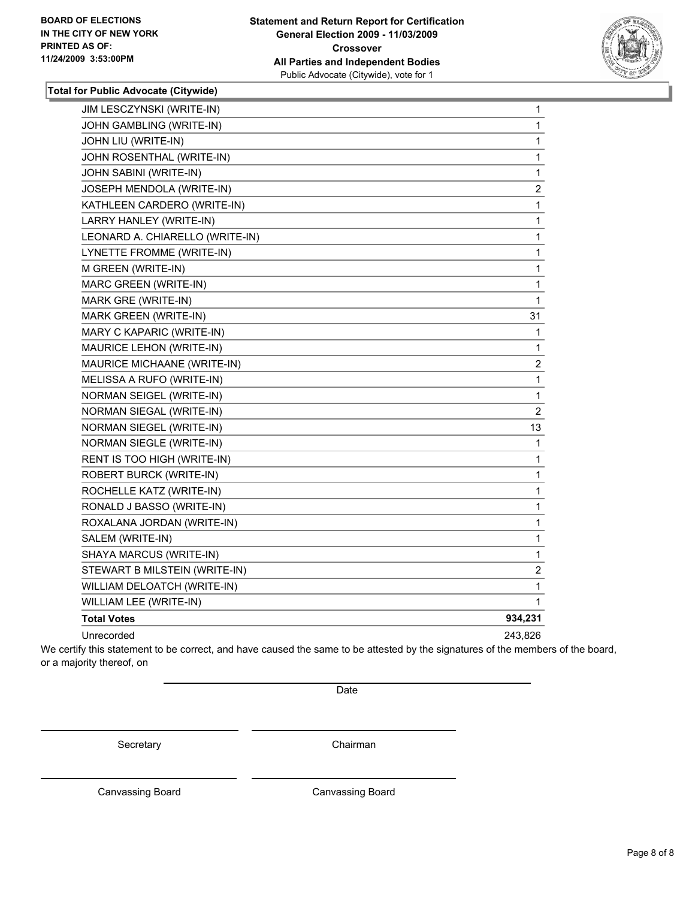**BOARD OF ELECTIONS IN THE CITY OF NEW YORK PRINTED AS OF: 11/24/2009 3:53:00PM**

**Statement and Return Report for Certification**
**General Election 2009 - 11/03/2009**
**Crossover**
**All Parties and Independent Bodies**
Public Advocate (Citywide), vote for 1

**Total for Public Advocate (Citywide)**

| | |
|---|---|
| JIM LESCZYNSKI (WRITE-IN) | 1 |
| JOHN GAMBLING (WRITE-IN) | 1 |
| JOHN LIU (WRITE-IN) | 1 |
| JOHN ROSENTHAL (WRITE-IN) | 1 |
| JOHN SABINI (WRITE-IN) | 1 |
| JOSEPH MENDOLA (WRITE-IN) | 2 |
| KATHLEEN CARDERO (WRITE-IN) | 1 |
| LARRY HANLEY (WRITE-IN) | 1 |
| LEONARD A. CHIARELLO (WRITE-IN) | 1 |
| LYNETTE FROMME (WRITE-IN) | 1 |
| M GREEN (WRITE-IN) | 1 |
| MARC GREEN (WRITE-IN) | 1 |
| MARK GRE (WRITE-IN) | 1 |
| MARK GREEN (WRITE-IN) | 31 |
| MARY C KAPARIC (WRITE-IN) | 1 |
| MAURICE LEHON (WRITE-IN) | 1 |
| MAURICE MICHAANE (WRITE-IN) | 2 |
| MELISSA A RUFO (WRITE-IN) | 1 |
| NORMAN SEIGEL (WRITE-IN) | 1 |
| NORMAN SIEGAL (WRITE-IN) | 2 |
| NORMAN SIEGEL (WRITE-IN) | 13 |
| NORMAN SIEGLE (WRITE-IN) | 1 |
| RENT IS TOO HIGH (WRITE-IN) | 1 |
| ROBERT BURCK (WRITE-IN) | 1 |
| ROCHELLE KATZ (WRITE-IN) | 1 |
| RONALD J BASSO (WRITE-IN) | 1 |
| ROXALANA JORDAN (WRITE-IN) | 1 |
| SALEM (WRITE-IN) | 1 |
| SHAYA MARCUS (WRITE-IN) | 1 |
| STEWART B MILSTEIN (WRITE-IN) | 2 |
| WILLIAM DELOATCH (WRITE-IN) | 1 |
| WILLIAM LEE (WRITE-IN) | 1 |
| **Total Votes** | **934,231** |
| Unrecorded | 243,826 |

We certify this statement to be correct, and have caused the same to be attested by the signatures of the members of the board, or a majority thereof, on

Date

Secretary

Chairman

Canvassing Board

Canvassing Board